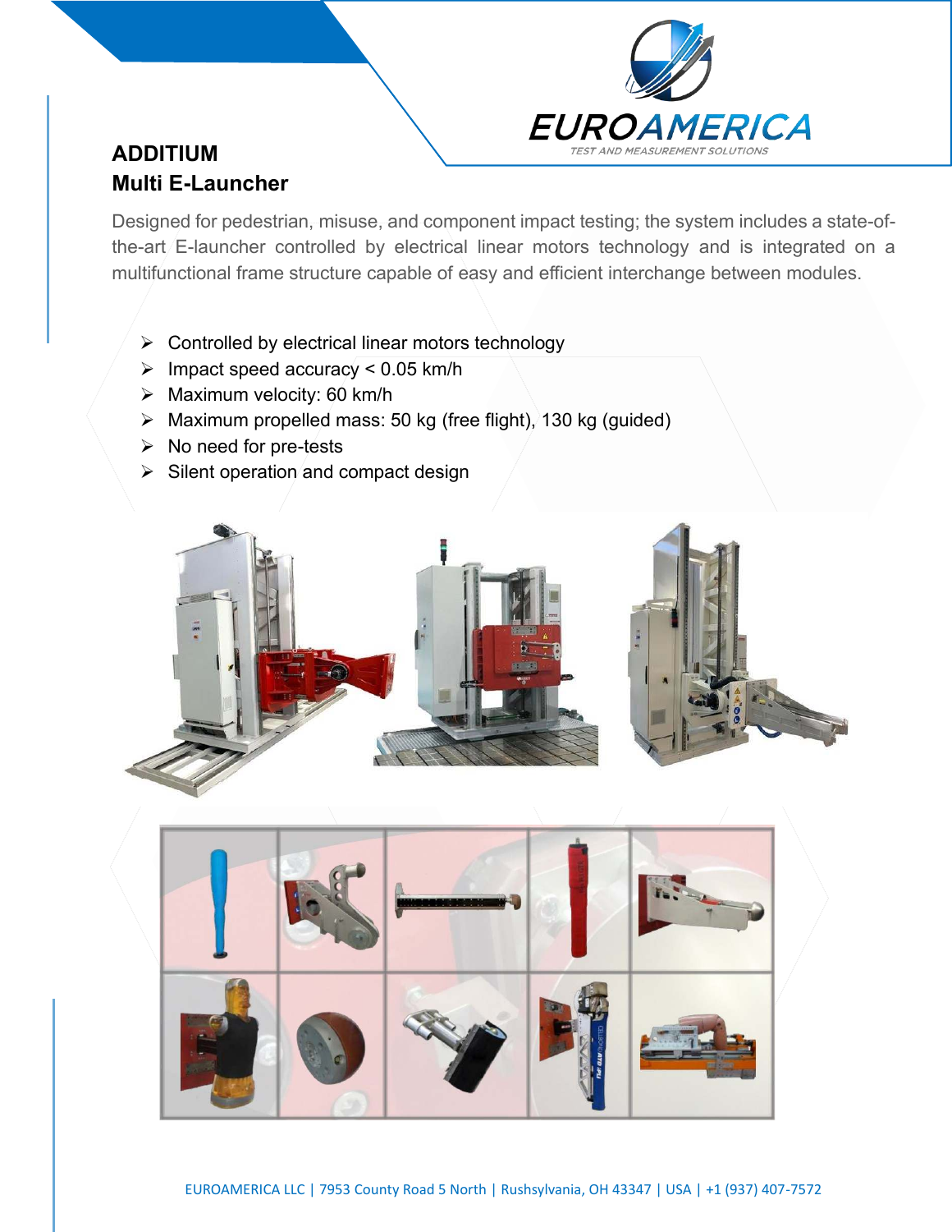EUROAMERICA
TEST AND MEASUREMENT SOLUTIONS

# ADDITIUM
## Multi E-Launcher

Designed for pedestrian, misuse, and component impact testing; the system includes a state-of-the-art E-launcher controlled by electrical linear motors technology and is integrated on a multifunctional frame structure capable of easy and efficient interchange between modules.

- Controlled by electrical linear motors technology
- Impact speed accuracy < 0.05 km/h
- Maximum velocity: 60 km/h
- Maximum propelled mass: 50 kg (free flight), 130 kg (guided)
- No need for pre-tests
- Silent operation and compact design

EUROAMERICA LLC | 7953 County Road 5 North | Rushsylvania, OH 43347 | USA | +1 (937) 407-7572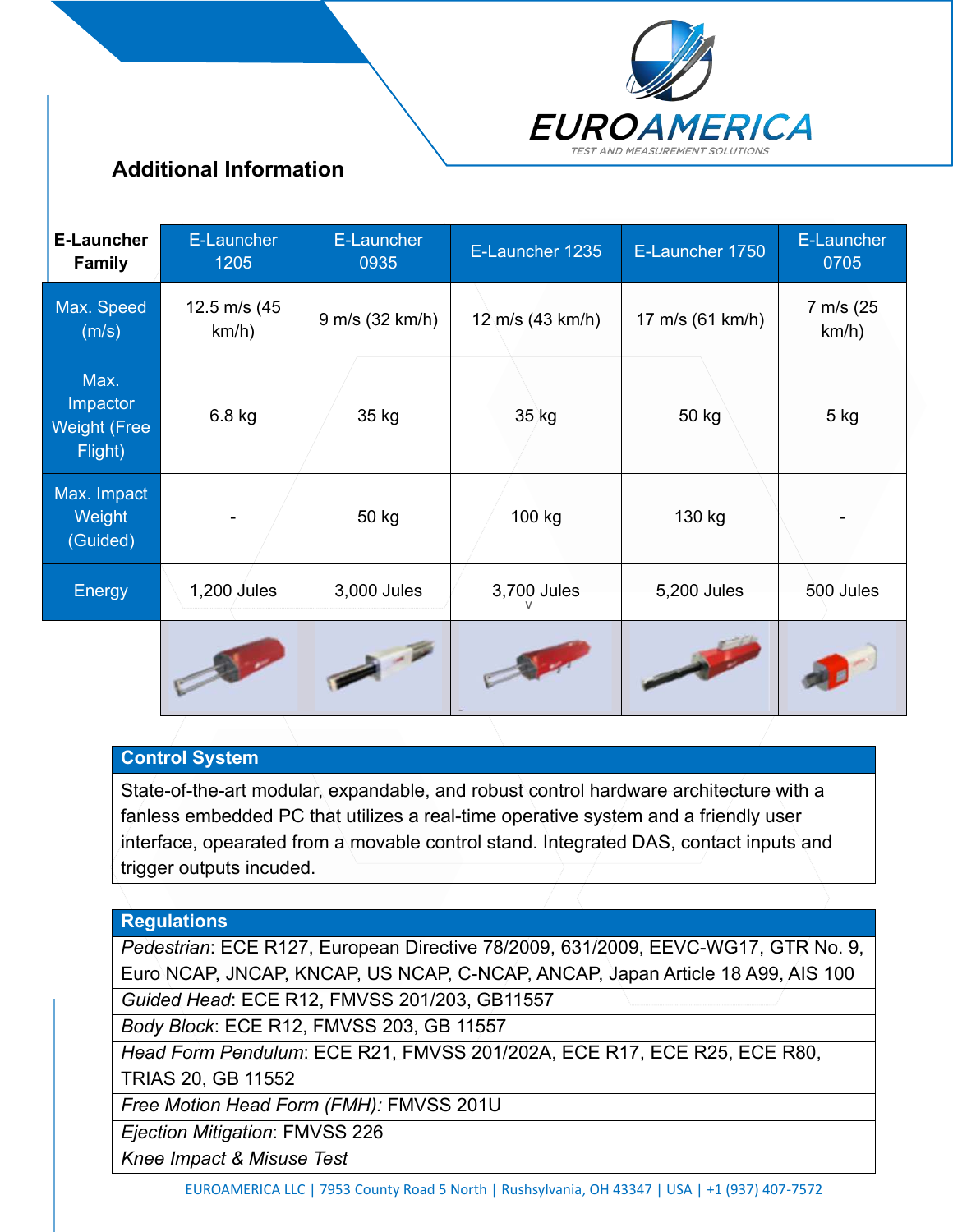## Additional Information

| E-Launcher Family | E-Launcher 1205 | E-Launcher 0935 | E-Launcher 1235 | E-Launcher 1750 | E-Launcher 0705 |
|---|---|---|---|---|---|
| Max. Speed (m/s) | 12.5 m/s (45 km/h) | 9 m/s (32 km/h) | 12 m/s (43 km/h) | 17 m/s (61 km/h) | 7 m/s (25 km/h) |
| Max. Impactor Weight (Free Flight) | 6.8 kg | 35 kg | 35 kg | 50 kg | 5 kg |
| Max. Impact Weight (Guided) | - | 50 kg | 100 kg | 130 kg | - |
| Energy | 1,200 Jules | 3,000 Jules | 3,700 Jules | 5,200 Jules | 500 Jules |

### Control System

State-of-the-art modular, expandable, and robust control hardware architecture with a fanless embedded PC that utilizes a real-time operative system and a friendly user interface, opearated from a movable control stand. Integrated DAS, contact inputs and trigger outputs incuded.

### Regulations

| Regulations |
|---|
| *Pedestrian*: ECE R127, European Directive 78/2009, 631/2009, EEVC-WG17, GTR No. 9, Euro NCAP, JNCAP, KNCAP, US NCAP, C-NCAP, ANCAP, Japan Article 18 A99, AIS 100 |
| *Guided Head*: ECE R12, FMVSS 201/203, GB11557 |
| *Body Block*: ECE R12, FMVSS 203, GB 11557 |
| *Head Form Pendulum*: ECE R21, FMVSS 201/202A, ECE R17, ECE R25, ECE R80, TRIAS 20, GB 11552 |
| *Free Motion Head Form (FMH):* FMVSS 201U |
| *Ejection Mitigation*: FMVSS 226 |
| *Knee Impact & Misuse Test* |

EUROAMERICA LLC | 7953 County Road 5 North | Rushsylvania, OH 43347 | USA | +1 (937) 407-7572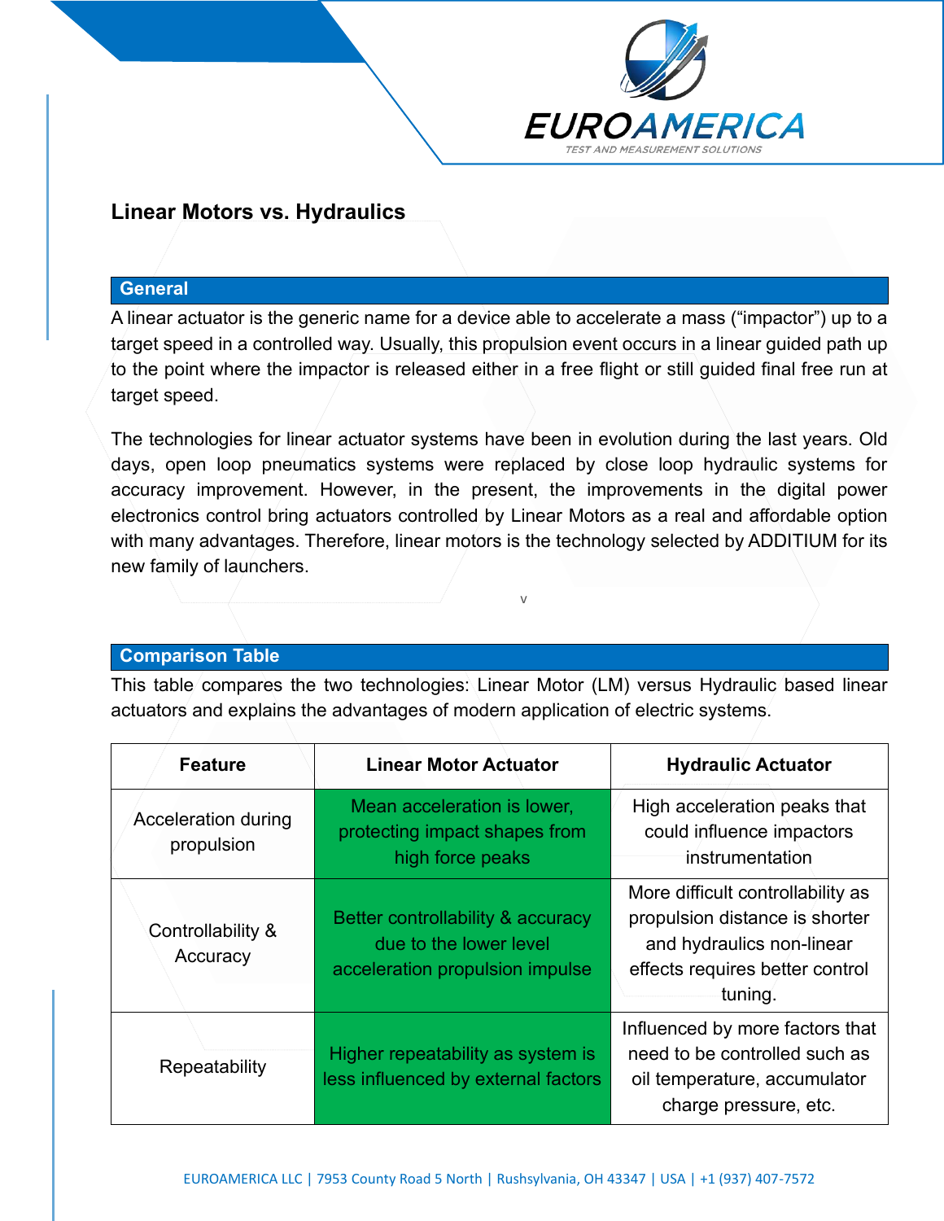## Linear Motors vs. Hydraulics

### General

A linear actuator is the generic name for a device able to accelerate a mass (“impactor”) up to a target speed in a controlled way. Usually, this propulsion event occurs in a linear guided path up to the point where the impactor is released either in a free flight or still guided final free run at target speed.

The technologies for linear actuator systems have been in evolution during the last years. Old days, open loop pneumatics systems were replaced by close loop hydraulic systems for accuracy improvement. However, in the present, the improvements in the digital power electronics control bring actuators controlled by Linear Motors as a real and affordable option with many advantages. Therefore, linear motors is the technology selected by ADDITIUM for its new family of launchers.

v

### Comparison Table

This table compares the two technologies: Linear Motor (LM) versus Hydraulic based linear actuators and explains the advantages of modern application of electric systems.

| Feature | Linear Motor Actuator | Hydraulic Actuator |
|---|---|---|
| Acceleration during propulsion | Mean acceleration is lower, protecting impact shapes from high force peaks | High acceleration peaks that could influence impactors instrumentation |
| Controllability & Accuracy | Better controllability & accuracy due to the lower level acceleration propulsion impulse | More difficult controllability as propulsion distance is shorter and hydraulics non-linear effects requires better control tuning. |
| Repeatability | Higher repeatability as system is less influenced by external factors | Influenced by more factors that need to be controlled such as oil temperature, accumulator charge pressure, etc. |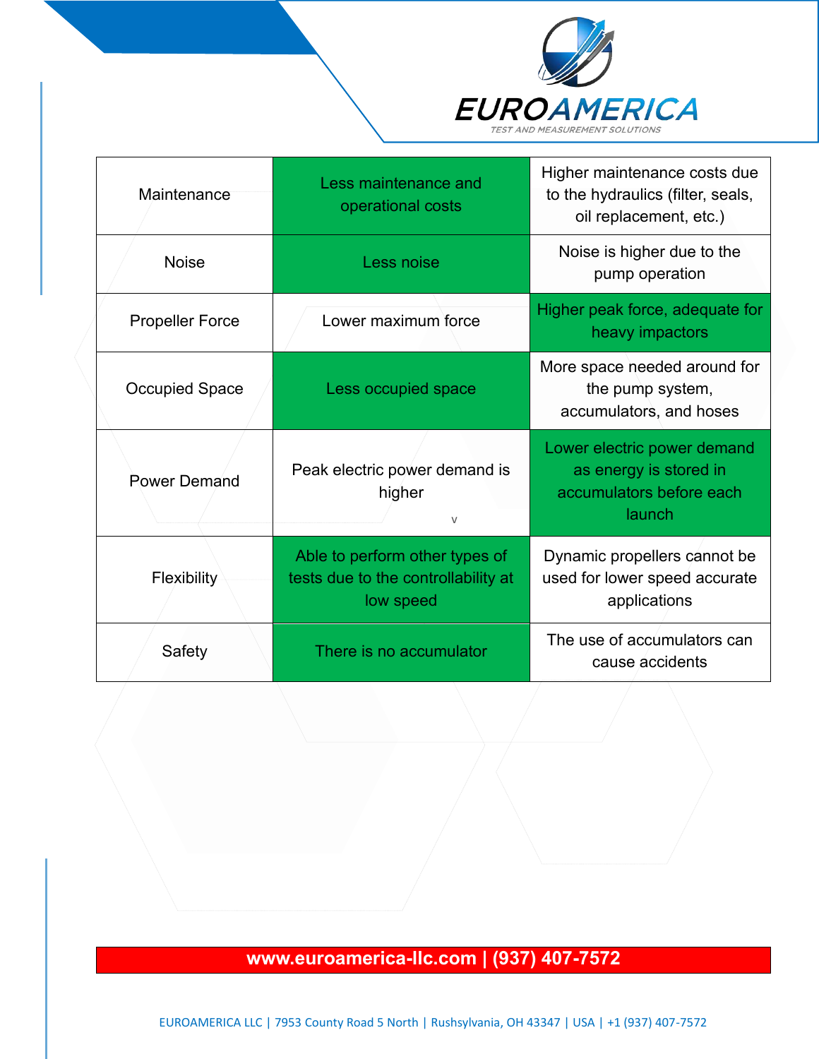| | | |
|---|---|---|
| Maintenance | Less maintenance and operational costs | Higher maintenance costs due to the hydraulics (filter, seals, oil replacement, etc.) |
| Noise | Less noise | Noise is higher due to the pump operation |
| Propeller Force | Lower maximum force | Higher peak force, adequate for heavy impactors |
| Occupied Space | Less occupied space | More space needed around for the pump system, accumulators, and hoses |
| Power Demand | Peak electric power demand is higher v | Lower electric power demand as energy is stored in accumulators before each launch |
| Flexibility | Able to perform other types of tests due to the controllability at low speed | Dynamic propellers cannot be used for lower speed accurate applications |
| Safety | There is no accumulator | The use of accumulators can cause accidents |

**www.euroamerica-llc.com | (937) 407-7572**

EUROAMERICA LLC | 7953 County Road 5 North | Rushsylvania, OH 43347 | USA | +1 (937) 407-7572